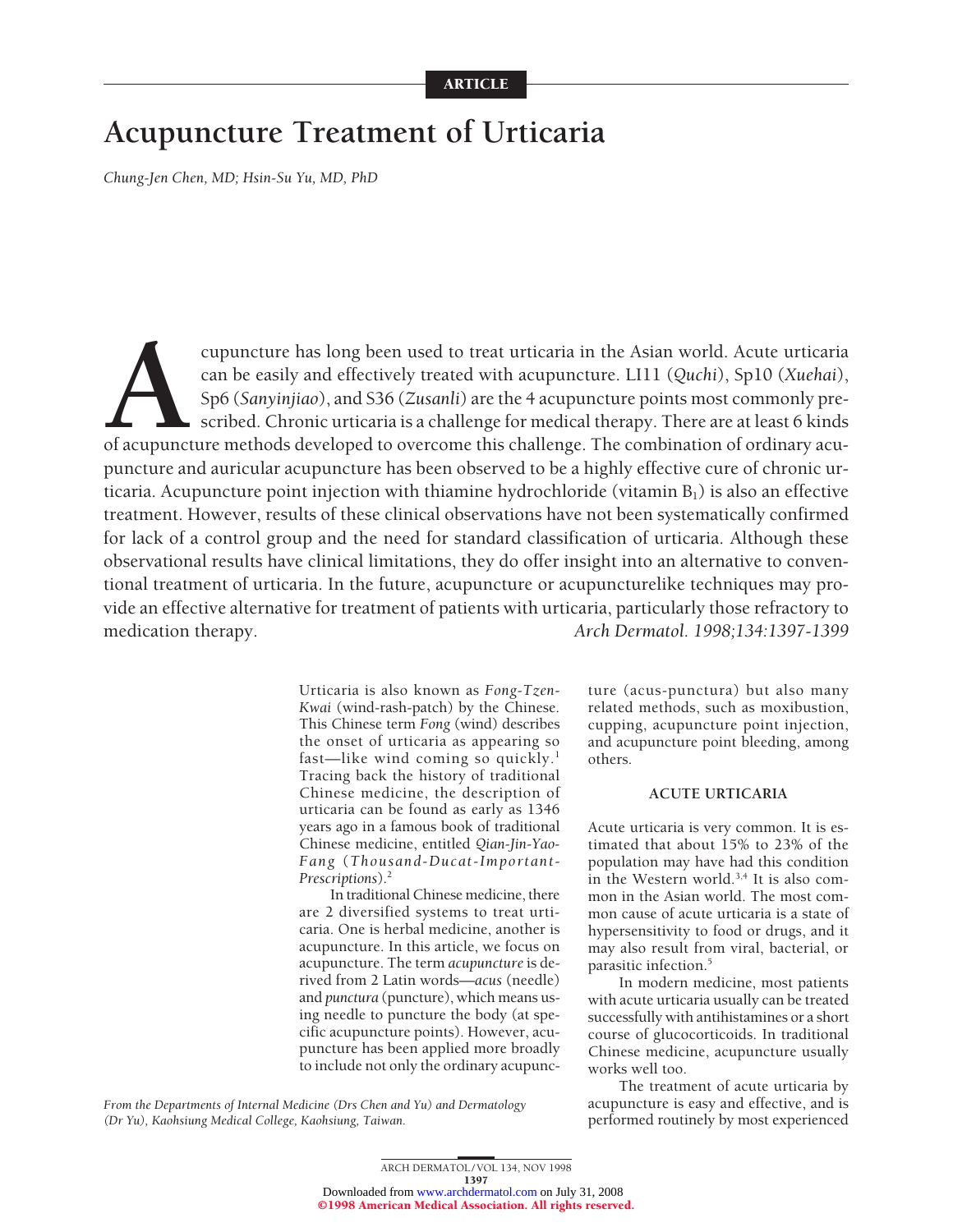ARTICLE

# Acupuncture Treatment of Urticaria

*Chung-Jen Chen, MD; Hsin-Su Yu, MD, PhD*

Acupuncture has long been used to treat urticaria in the Asian world. Acute urticaria can be easily and effectively treated with acupuncture. LI11 (*Quchi*), Sp10 (*Xuehai*), Sp6 (*Sanyinjiao*), and S36 (*Zusanli*) are the 4 acupuncture points most commonly prescribed. Chronic urticaria is a challenge for medical therapy. There are at least 6 kinds of acupuncture methods developed to overcome this challenge. The combination of ordinary acupuncture and auricular acupuncture has been observed to be a highly effective cure of chronic urticaria. Acupuncture point injection with thiamine hydrochloride (vitamin $B_1$) is also an effective treatment. However, results of these clinical observations have not been systematically confirmed for lack of a control group and the need for standard classification of urticaria. Although these observational results have clinical limitations, they do offer insight into an alternative to conventional treatment of urticaria. In the future, acupuncture or acupuncturelike techniques may provide an effective alternative for treatment of patients with urticaria, particularly those refractory to medication therapy. *Arch Dermatol. 1998;134:1397-1399*

Urticaria is also known as *Fong-Tzen-Kwai* (wind-rash-patch) by the Chinese. This Chinese term *Fong* (wind) describes the onset of urticaria as appearing so fast—like wind coming so quickly.[1] Tracing back the history of traditional Chinese medicine, the description of urticaria can be found as early as 1346 years ago in a famous book of traditional Chinese medicine, entitled *Qian-Jin-Yao-Fang* (*Thousand-Ducat-Important-Prescriptions*).[2]

In traditional Chinese medicine, there are 2 diversified systems to treat urticaria. One is herbal medicine, another is acupuncture. In this article, we focus on acupuncture. The term *acupuncture* is derived from 2 Latin words—*acus* (needle) and *punctura* (puncture), which means using needle to puncture the body (at specific acupuncture points). However, acupuncture has been applied more broadly to include not only the ordinary acupuncture (acus-punctura) but also many related methods, such as moxibustion, cupping, acupuncture point injection, and acupuncture point bleeding, among others.

From the Departments of Internal Medicine (Drs Chen and Yu) and Dermatology (Dr Yu), Kaohsiung Medical College, Kaohsiung, Taiwan.

## ACUTE URTICARIA

Acute urticaria is very common. It is estimated that about 15% to 23% of the population may have had this condition in the Western world.[3,4] It is also common in the Asian world. The most common cause of acute urticaria is a state of hypersensitivity to food or drugs, and it may also result from viral, bacterial, or parasitic infection.[5]

In modern medicine, most patients with acute urticaria usually can be treated successfully with antihistamines or a short course of glucocorticoids. In traditional Chinese medicine, acupuncture usually works well too.

The treatment of acute urticaria by acupuncture is easy and effective, and is performed routinely by most experienced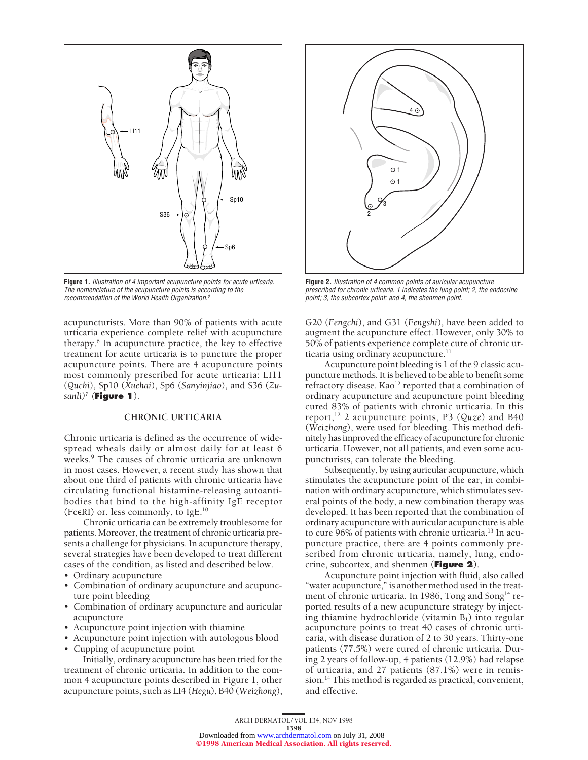**Figure 1.** *Illustration of 4 important acupuncture points for acute urticaria. The nomenclature of the acupuncture points is according to the recommendation of the World Health Organization.*[8]

**Figure 2.** *Illustration of 4 common points of auricular acupuncture prescribed for chronic urticaria. 1 indicates the lung point; 2, the endocrine point; 3, the subcortex point; and 4, the shenmen point.*

acupuncturists. More than 90% of patients with acute urticaria experience complete relief with acupuncture therapy.[6] In acupuncture practice, the key to effective treatment for acute urticaria is to puncture the proper acupuncture points. There are 4 acupuncture points most commonly prescribed for acute urticaria: LI11 (*Quchi*), Sp10 (*Xuehai*), Sp6 (*Sanyinjiao*), and S36 (*Zusanli*)[7] (**Figure 1**).

## CHRONIC URTICARIA

Chronic urticaria is defined as the occurrence of widespread wheals daily or almost daily for at least 6 weeks.[9] The causes of chronic urticaria are unknown in most cases. However, a recent study has shown that about one third of patients with chronic urticaria have circulating functional histamine-releasing autoantibodies that bind to the high-affinity IgE receptor (FcϵRI) or, less commonly, to IgE.[10]

Chronic urticaria can be extremely troublesome for patients. Moreover, the treatment of chronic urticaria presents a challenge for physicians. In acupuncture therapy, several strategies have been developed to treat different cases of the condition, as listed and described below.

- Ordinary acupuncture
- Combination of ordinary acupuncture and acupuncture point bleeding
- Combination of ordinary acupuncture and auricular acupuncture
- Acupuncture point injection with thiamine
- Acupuncture point injection with autologous blood
- Cupping of acupuncture point

Initially, ordinary acupuncture has been tried for the treatment of chronic urticaria. In addition to the common 4 acupuncture points described in Figure 1, other acupuncture points, such as LI4 (*Hegu*), B40 (*Weizhong*), G20 (*Fengchi*), and G31 (*Fengshi*), have been added to augment the acupuncture effect. However, only 30% to 50% of patients experience complete cure of chronic urticaria using ordinary acupuncture.[11]

Acupuncture point bleeding is 1 of the 9 classic acupuncture methods. It is believed to be able to benefit some refractory disease. Kao[12] reported that a combination of ordinary acupuncture and acupuncture point bleeding cured 83% of patients with chronic urticaria. In this report,[12] 2 acupuncture points, P3 (*Quze*) and B40 (*Weizhong*), were used for bleeding. This method definitely has improved the efficacy of acupuncture for chronic urticaria. However, not all patients, and even some acupuncturists, can tolerate the bleeding.

Subsequently, by using auricular acupuncture, which stimulates the acupuncture point of the ear, in combination with ordinary acupuncture, which stimulates several points of the body, a new combination therapy was developed. It has been reported that the combination of ordinary acupuncture with auricular acupuncture is able to cure 96% of patients with chronic urticaria.[13] In acupuncture practice, there are 4 points commonly prescribed from chronic urticaria, namely, lung, endocrine, subcortex, and shenmen (**Figure 2**).

Acupuncture point injection with fluid, also called "water acupuncture," is another method used in the treatment of chronic urticaria. In 1986, Tong and Song[14] reported results of a new acupuncture strategy by injecting thiamine hydrochloride (vitamin $B_1$) into regular acupuncture points to treat 40 cases of chronic urticaria, with disease duration of 2 to 30 years. Thirty-one patients (77.5%) were cured of chronic urticaria. During 2 years of follow-up, 4 patients (12.9%) had relapse of urticaria, and 27 patients (87.1%) were in remission.[14] This method is regarded as practical, convenient, and effective.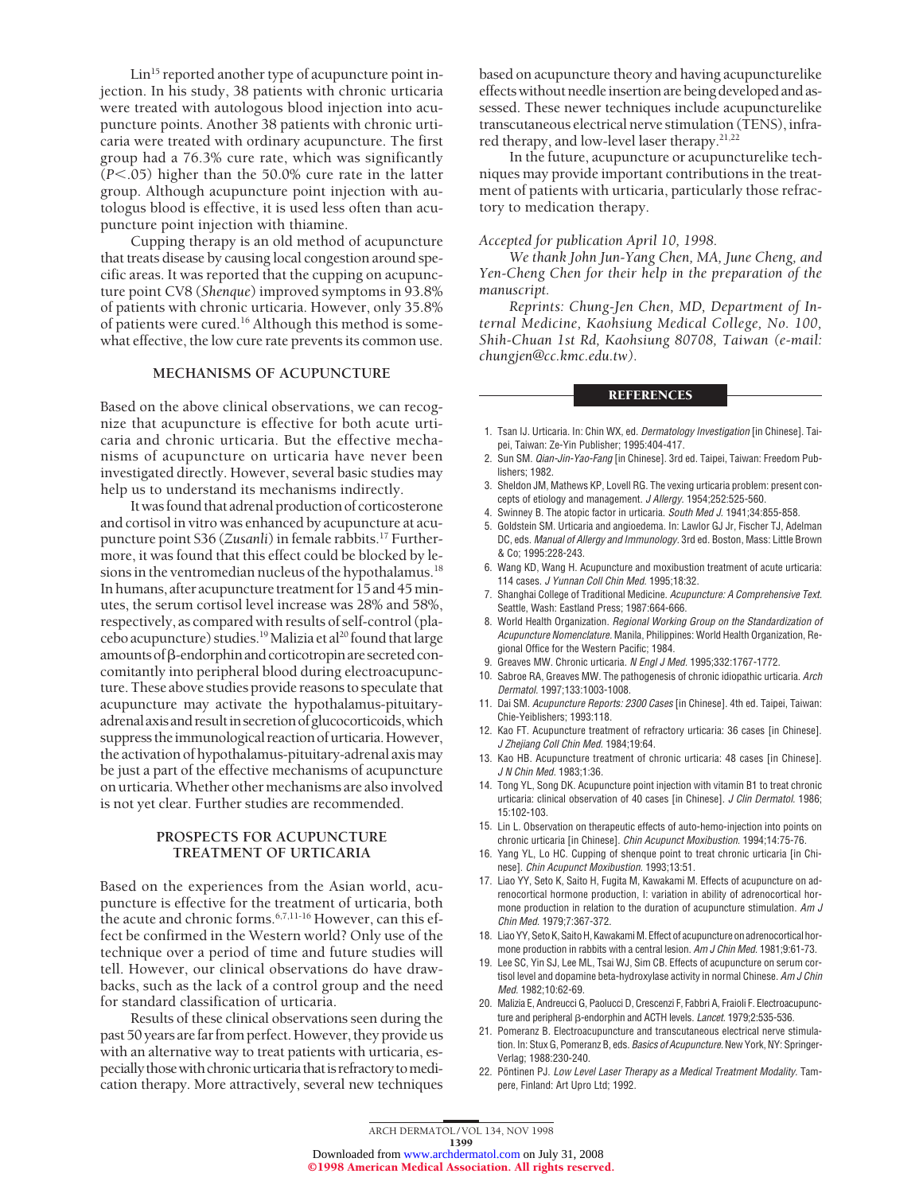Lin[15] reported another type of acupuncture point injection. In his study, 38 patients with chronic urticaria were treated with autologous blood injection into acupuncture points. Another 38 patients with chronic urticaria were treated with ordinary acupuncture. The first group had a 76.3% cure rate, which was significantly ($P<.05$) higher than the 50.0% cure rate in the latter group. Although acupuncture point injection with autologus blood is effective, it is used less often than acupuncture point injection with thiamine.

Cupping therapy is an old method of acupuncture that treats disease by causing local congestion around specific areas. It was reported that the cupping on acupuncture point CV8 (*Shenque*) improved symptoms in 93.8% of patients with chronic urticaria. However, only 35.8% of patients were cured.[16] Although this method is somewhat effective, the low cure rate prevents its common use.

## MECHANISMS OF ACUPUNCTURE

Based on the above clinical observations, we can recognize that acupuncture is effective for both acute urticaria and chronic urticaria. But the effective mechanisms of acupuncture on urticaria have never been investigated directly. However, several basic studies may help us to understand its mechanisms indirectly.

It was found that adrenal production of corticosterone and cortisol in vitro was enhanced by acupuncture at acupuncture point S36 (*Zusanli*) in female rabbits.[17] Furthermore, it was found that this effect could be blocked by lesions in the ventromedian nucleus of the hypothalamus.[18] In humans, after acupuncture treatment for 15 and 45 minutes, the serum cortisol level increase was 28% and 58%, respectively, as compared with results of self-control (placebo acupuncture) studies.[19] Malizia et al[20] found that large amounts of β-endorphin and corticotropin are secreted concomitantly into peripheral blood during electroacupuncture. These above studies provide reasons to speculate that acupuncture may activate the hypothalamus-pituitary-adrenal axis and result in secretion of glucocorticoids, which suppress the immunological reaction of urticaria. However, the activation of hypothalamus-pituitary-adrenal axis may be just a part of the effective mechanisms of acupuncture on urticaria. Whether other mechanisms are also involved is not yet clear. Further studies are recommended.

## PROSPECTS FOR ACUPUNCTURE TREATMENT OF URTICARIA

Based on the experiences from the Asian world, acupuncture is effective for the treatment of urticaria, both the acute and chronic forms.[6,7,11-16] However, can this effect be confirmed in the Western world? Only use of the technique over a period of time and future studies will tell. However, our clinical observations do have drawbacks, such as the lack of a control group and the need for standard classification of urticaria.

Results of these clinical observations seen during the past 50 years are far from perfect. However, they provide us with an alternative way to treat patients with urticaria, especially those with chronic urticaria that is refractory to medication therapy. More attractively, several new techniques based on acupuncture theory and having acupuncturelike effects without needle insertion are being developed and assessed. These newer techniques include acupuncturelike transcutaneous electrical nerve stimulation (TENS), infrared therapy, and low-level laser therapy.[21,22]

In the future, acupuncture or acupuncturelike techniques may provide important contributions in the treatment of patients with urticaria, particularly those refractory to medication therapy.

*Accepted for publication April 10, 1998.*

*We thank John Jun-Yang Chen, MA, June Cheng, and Yen-Cheng Chen for their help in the preparation of the manuscript.*

*Reprints: Chung-Jen Chen, MD, Department of Internal Medicine, Kaohsiung Medical College, No. 100, Shih-Chuan 1st Rd, Kaohsiung 80708, Taiwan (e-mail: chungjen@cc.kmc.edu.tw).*

## REFERENCES

1. Tsan IJ. Urticaria. In: Chin WX, ed. *Dermatology Investigation* [in Chinese]. Taipei, Taiwan: Ze-Yin Publisher; 1995:404-417.
2. Sun SM. *Qian-Jin-Yao-Fang* [in Chinese]. 3rd ed. Taipei, Taiwan: Freedom Publishers; 1982.
3. Sheldon JM, Mathews KP, Lovell RG. The vexing urticaria problem: present concepts of etiology and management. *J Allergy.* 1954;252:525-560.
4. Swinney B. The atopic factor in urticaria. *South Med J.* 1941;34:855-858.
5. Goldstein SM. Urticaria and angioedema. In: Lawlor GJ Jr, Fischer TJ, Adelman DC, eds. *Manual of Allergy and Immunology.* 3rd ed. Boston, Mass: Little Brown & Co; 1995:228-243.
6. Wang KD, Wang H. Acupuncture and moxibustion treatment of acute urticaria: 114 cases. *J Yunnan Coll Chin Med.* 1995;18:32.
7. Shanghai College of Traditional Medicine. *Acupuncture: A Comprehensive Text.* Seattle, Wash: Eastland Press; 1987:664-666.
8. World Health Organization. *Regional Working Group on the Standardization of Acupuncture Nomenclature.* Manila, Philippines: World Health Organization, Regional Office for the Western Pacific; 1984.
9. Greaves MW. Chronic urticaria. *N Engl J Med.* 1995;332:1767-1772.
10. Sabroe RA, Greaves MW. The pathogenesis of chronic idiopathic urticaria. *Arch Dermatol.* 1997;133:1003-1008.
11. Dai SM. *Acupuncture Reports: 2300 Cases* [in Chinese]. 4th ed. Taipei, Taiwan: Chie-Yeiblishers; 1993:118.
12. Kao FT. Acupuncture treatment of refractory urticaria: 36 cases [in Chinese]. *J Zhejiang Coll Chin Med.* 1984;19:64.
13. Kao HB. Acupuncture treatment of chronic urticaria: 48 cases [in Chinese]. *J N Chin Med.* 1983;1:36.
14. Tong YL, Song DK. Acupuncture point injection with vitamin B1 to treat chronic urticaria: clinical observation of 40 cases [in Chinese]. *J Clin Dermatol.* 1986; 15:102-103.
15. Lin L. Observation on therapeutic effects of auto-hemo-injection into points on chronic urticaria [in Chinese]. *Chin Acupunct Moxibustion.* 1994;14:75-76.
16. Yang YL, Lo HC. Cupping of shenque point to treat chronic urticaria [in Chinese]. *Chin Acupunct Moxibustion.* 1993;13:51.
17. Liao YY, Seto K, Saito H, Fugita M, Kawakami M. Effects of acupuncture on adrenocortical hormone production, I: variation in ability of adrenocortical hormone production in relation to the duration of acupuncture stimulation. *Am J Chin Med.* 1979;7:367-372.
18. Liao YY, Seto K, Saito H, Kawakami M. Effect of acupuncture on adrenocortical hormone production in rabbits with a central lesion. *Am J Chin Med.* 1981;9:61-73.
19. Lee SC, Yin SJ, Lee ML, Tsai WJ, Sim CB. Effects of acupuncture on serum cortisol level and dopamine beta-hydroxylase activity in normal Chinese. *Am J Chin Med.* 1982;10:62-69.
20. Malizia E, Andreucci G, Paolucci D, Crescenzi F, Fabbri A, Fraioli F. Electroacupuncture and peripheral β-endorphin and ACTH levels. *Lancet.* 1979;2:535-536.
21. Pomeranz B. Electroacupuncture and transcutaneous electrical nerve stimulation. In: Stux G, Pomeranz B, eds. *Basics of Acupuncture.* New York, NY: Springer-Verlag; 1988:230-240.
22. Pöntinen PJ. *Low Level Laser Therapy as a Medical Treatment Modality.* Tampere, Finland: Art Upro Ltd; 1992.